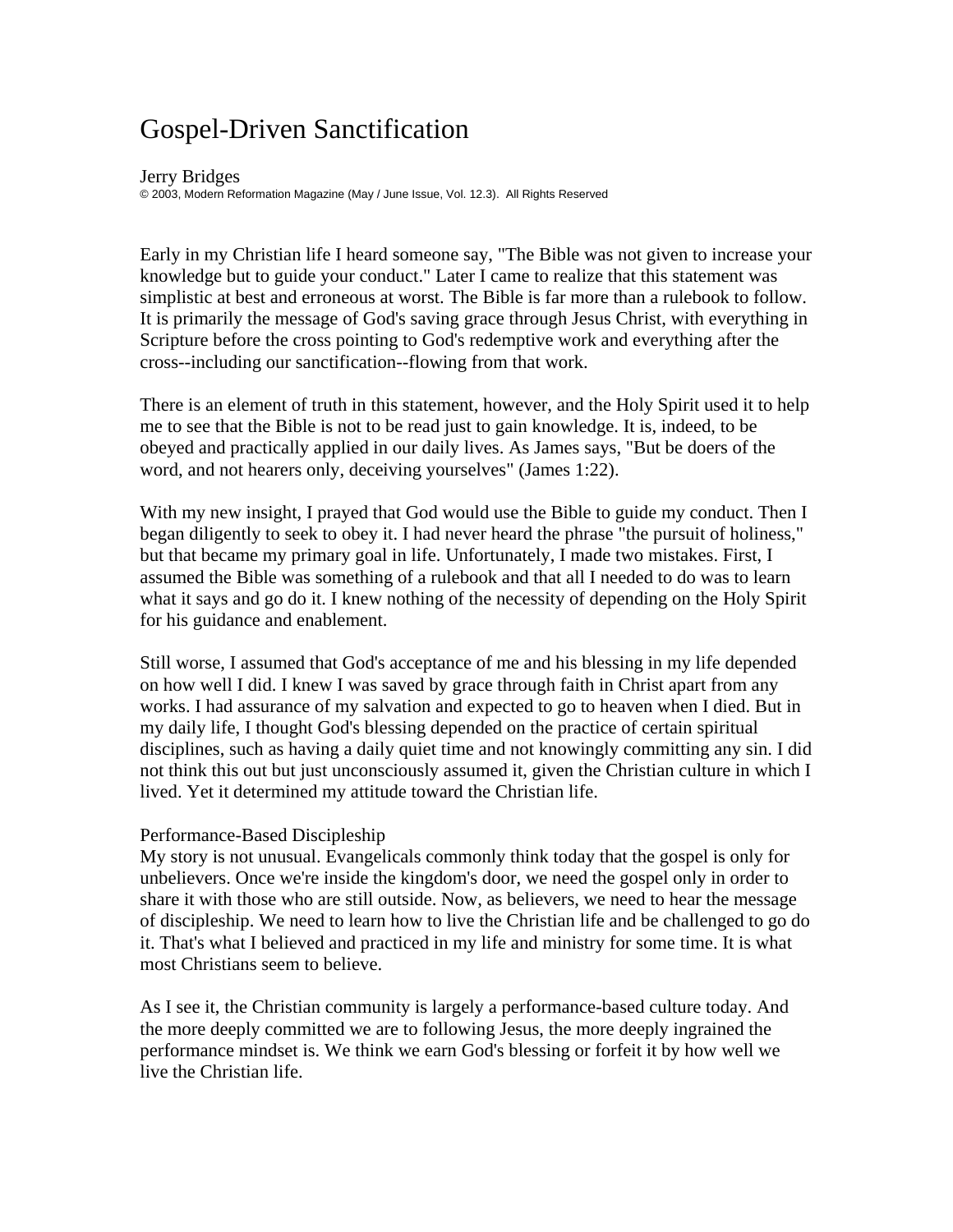# Gospel-Driven Sanctification

Jerry Bridges
© 2003, Modern Reformation Magazine (May / June Issue, Vol. 12.3). All Rights Reserved

Early in my Christian life I heard someone say, "The Bible was not given to increase your knowledge but to guide your conduct." Later I came to realize that this statement was simplistic at best and erroneous at worst. The Bible is far more than a rulebook to follow. It is primarily the message of God's saving grace through Jesus Christ, with everything in Scripture before the cross pointing to God's redemptive work and everything after the cross--including our sanctification--flowing from that work.

There is an element of truth in this statement, however, and the Holy Spirit used it to help me to see that the Bible is not to be read just to gain knowledge. It is, indeed, to be obeyed and practically applied in our daily lives. As James says, "But be doers of the word, and not hearers only, deceiving yourselves" (James 1:22).

With my new insight, I prayed that God would use the Bible to guide my conduct. Then I began diligently to seek to obey it. I had never heard the phrase "the pursuit of holiness," but that became my primary goal in life. Unfortunately, I made two mistakes. First, I assumed the Bible was something of a rulebook and that all I needed to do was to learn what it says and go do it. I knew nothing of the necessity of depending on the Holy Spirit for his guidance and enablement.

Still worse, I assumed that God's acceptance of me and his blessing in my life depended on how well I did. I knew I was saved by grace through faith in Christ apart from any works. I had assurance of my salvation and expected to go to heaven when I died. But in my daily life, I thought God's blessing depended on the practice of certain spiritual disciplines, such as having a daily quiet time and not knowingly committing any sin. I did not think this out but just unconsciously assumed it, given the Christian culture in which I lived. Yet it determined my attitude toward the Christian life.

## Performance-Based Discipleship

My story is not unusual. Evangelicals commonly think today that the gospel is only for unbelievers. Once we're inside the kingdom's door, we need the gospel only in order to share it with those who are still outside. Now, as believers, we need to hear the message of discipleship. We need to learn how to live the Christian life and be challenged to go do it. That's what I believed and practiced in my life and ministry for some time. It is what most Christians seem to believe.

As I see it, the Christian community is largely a performance-based culture today. And the more deeply committed we are to following Jesus, the more deeply ingrained the performance mindset is. We think we earn God's blessing or forfeit it by how well we live the Christian life.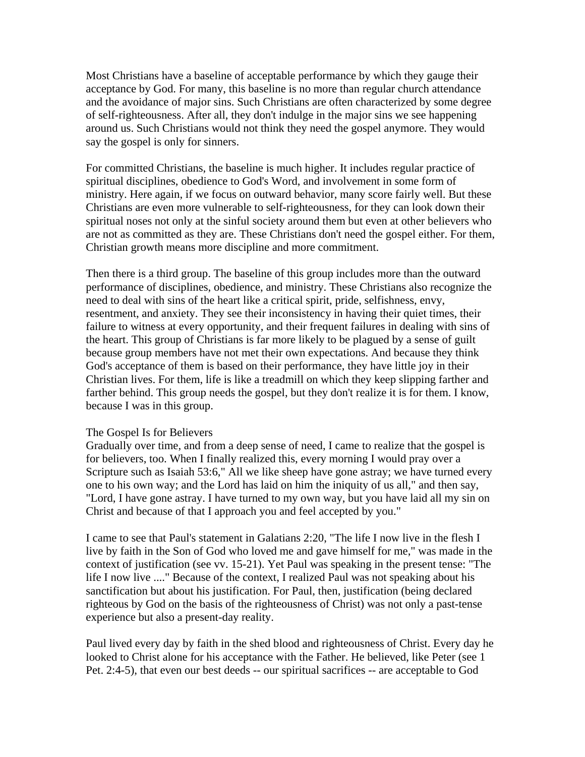Most Christians have a baseline of acceptable performance by which they gauge their acceptance by God. For many, this baseline is no more than regular church attendance and the avoidance of major sins. Such Christians are often characterized by some degree of self-righteousness. After all, they don't indulge in the major sins we see happening around us. Such Christians would not think they need the gospel anymore. They would say the gospel is only for sinners.

For committed Christians, the baseline is much higher. It includes regular practice of spiritual disciplines, obedience to God's Word, and involvement in some form of ministry. Here again, if we focus on outward behavior, many score fairly well. But these Christians are even more vulnerable to self-righteousness, for they can look down their spiritual noses not only at the sinful society around them but even at other believers who are not as committed as they are. These Christians don't need the gospel either. For them, Christian growth means more discipline and more commitment.

Then there is a third group. The baseline of this group includes more than the outward performance of disciplines, obedience, and ministry. These Christians also recognize the need to deal with sins of the heart like a critical spirit, pride, selfishness, envy, resentment, and anxiety. They see their inconsistency in having their quiet times, their failure to witness at every opportunity, and their frequent failures in dealing with sins of the heart. This group of Christians is far more likely to be plagued by a sense of guilt because group members have not met their own expectations. And because they think God's acceptance of them is based on their performance, they have little joy in their Christian lives. For them, life is like a treadmill on which they keep slipping farther and farther behind. This group needs the gospel, but they don't realize it is for them. I know, because I was in this group.

## The Gospel Is for Believers

Gradually over time, and from a deep sense of need, I came to realize that the gospel is for believers, too. When I finally realized this, every morning I would pray over a Scripture such as Isaiah 53:6," All we like sheep have gone astray; we have turned every one to his own way; and the Lord has laid on him the iniquity of us all," and then say, "Lord, I have gone astray. I have turned to my own way, but you have laid all my sin on Christ and because of that I approach you and feel accepted by you."

I came to see that Paul's statement in Galatians 2:20, "The life I now live in the flesh I live by faith in the Son of God who loved me and gave himself for me," was made in the context of justification (see vv. 15-21). Yet Paul was speaking in the present tense: "The life I now live ...." Because of the context, I realized Paul was not speaking about his sanctification but about his justification. For Paul, then, justification (being declared righteous by God on the basis of the righteousness of Christ) was not only a past-tense experience but also a present-day reality.

Paul lived every day by faith in the shed blood and righteousness of Christ. Every day he looked to Christ alone for his acceptance with the Father. He believed, like Peter (see 1 Pet. 2:4-5), that even our best deeds -- our spiritual sacrifices -- are acceptable to God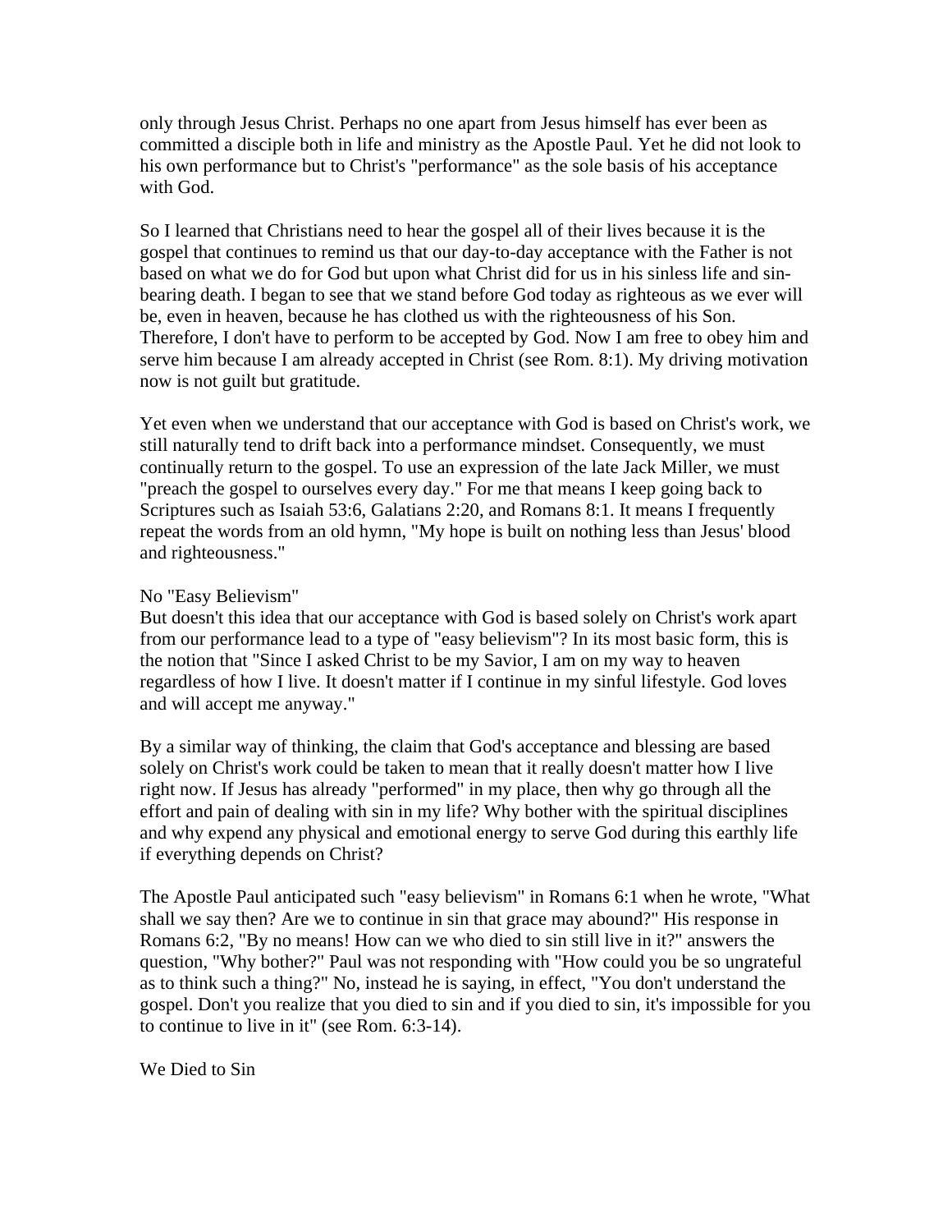only through Jesus Christ. Perhaps no one apart from Jesus himself has ever been as committed a disciple both in life and ministry as the Apostle Paul. Yet he did not look to his own performance but to Christ's "performance" as the sole basis of his acceptance with God.

So I learned that Christians need to hear the gospel all of their lives because it is the gospel that continues to remind us that our day-to-day acceptance with the Father is not based on what we do for God but upon what Christ did for us in his sinless life and sin-bearing death. I began to see that we stand before God today as righteous as we ever will be, even in heaven, because he has clothed us with the righteousness of his Son. Therefore, I don't have to perform to be accepted by God. Now I am free to obey him and serve him because I am already accepted in Christ (see Rom. 8:1). My driving motivation now is not guilt but gratitude.

Yet even when we understand that our acceptance with God is based on Christ's work, we still naturally tend to drift back into a performance mindset. Consequently, we must continually return to the gospel. To use an expression of the late Jack Miller, we must "preach the gospel to ourselves every day." For me that means I keep going back to Scriptures such as Isaiah 53:6, Galatians 2:20, and Romans 8:1. It means I frequently repeat the words from an old hymn, "My hope is built on nothing less than Jesus' blood and righteousness."

## No "Easy Believism"

But doesn't this idea that our acceptance with God is based solely on Christ's work apart from our performance lead to a type of "easy believism"? In its most basic form, this is the notion that "Since I asked Christ to be my Savior, I am on my way to heaven regardless of how I live. It doesn't matter if I continue in my sinful lifestyle. God loves and will accept me anyway."

By a similar way of thinking, the claim that God's acceptance and blessing are based solely on Christ's work could be taken to mean that it really doesn't matter how I live right now. If Jesus has already "performed" in my place, then why go through all the effort and pain of dealing with sin in my life? Why bother with the spiritual disciplines and why expend any physical and emotional energy to serve God during this earthly life if everything depends on Christ?

The Apostle Paul anticipated such "easy believism" in Romans 6:1 when he wrote, "What shall we say then? Are we to continue in sin that grace may abound?" His response in Romans 6:2, "By no means! How can we who died to sin still live in it?" answers the question, "Why bother?" Paul was not responding with "How could you be so ungrateful as to think such a thing?" No, instead he is saying, in effect, "You don't understand the gospel. Don't you realize that you died to sin and if you died to sin, it's impossible for you to continue to live in it" (see Rom. 6:3-14).

## We Died to Sin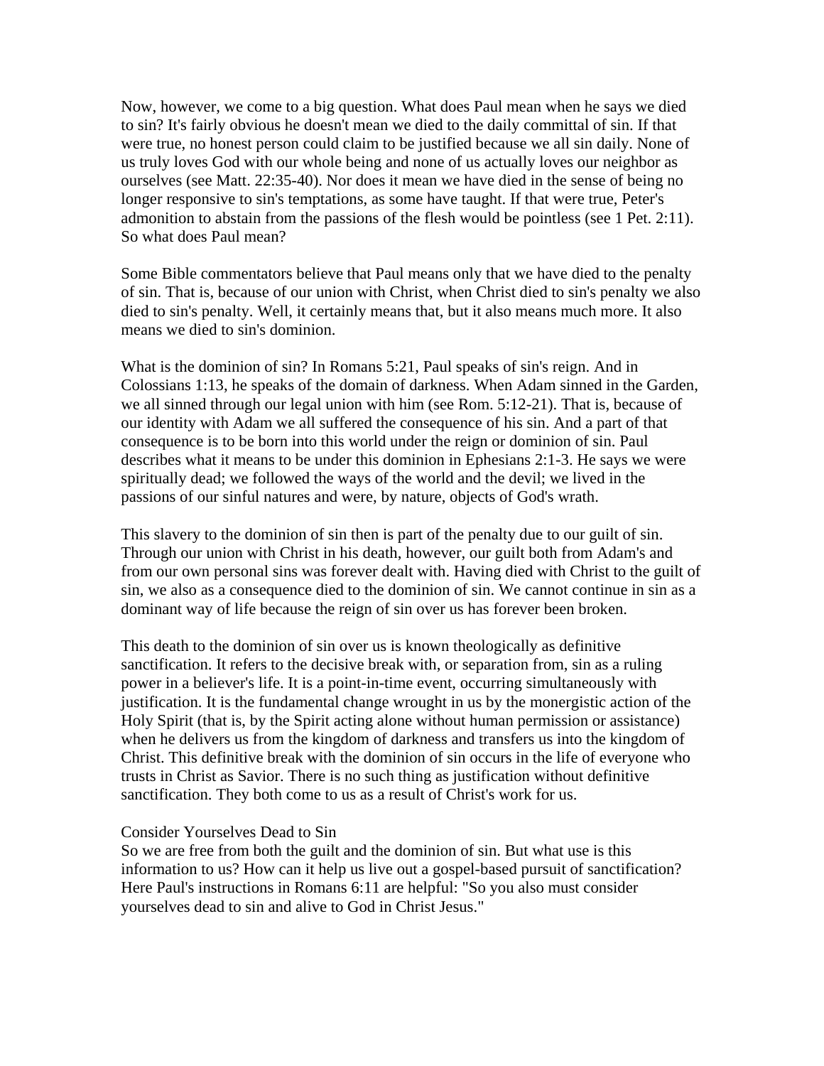Now, however, we come to a big question. What does Paul mean when he says we died to sin? It's fairly obvious he doesn't mean we died to the daily committal of sin. If that were true, no honest person could claim to be justified because we all sin daily. None of us truly loves God with our whole being and none of us actually loves our neighbor as ourselves (see Matt. 22:35-40). Nor does it mean we have died in the sense of being no longer responsive to sin's temptations, as some have taught. If that were true, Peter's admonition to abstain from the passions of the flesh would be pointless (see 1 Pet. 2:11). So what does Paul mean?

Some Bible commentators believe that Paul means only that we have died to the penalty of sin. That is, because of our union with Christ, when Christ died to sin's penalty we also died to sin's penalty. Well, it certainly means that, but it also means much more. It also means we died to sin's dominion.

What is the dominion of sin? In Romans 5:21, Paul speaks of sin's reign. And in Colossians 1:13, he speaks of the domain of darkness. When Adam sinned in the Garden, we all sinned through our legal union with him (see Rom. 5:12-21). That is, because of our identity with Adam we all suffered the consequence of his sin. And a part of that consequence is to be born into this world under the reign or dominion of sin. Paul describes what it means to be under this dominion in Ephesians 2:1-3. He says we were spiritually dead; we followed the ways of the world and the devil; we lived in the passions of our sinful natures and were, by nature, objects of God's wrath.

This slavery to the dominion of sin then is part of the penalty due to our guilt of sin. Through our union with Christ in his death, however, our guilt both from Adam's and from our own personal sins was forever dealt with. Having died with Christ to the guilt of sin, we also as a consequence died to the dominion of sin. We cannot continue in sin as a dominant way of life because the reign of sin over us has forever been broken.

This death to the dominion of sin over us is known theologically as definitive sanctification. It refers to the decisive break with, or separation from, sin as a ruling power in a believer's life. It is a point-in-time event, occurring simultaneously with justification. It is the fundamental change wrought in us by the monergistic action of the Holy Spirit (that is, by the Spirit acting alone without human permission or assistance) when he delivers us from the kingdom of darkness and transfers us into the kingdom of Christ. This definitive break with the dominion of sin occurs in the life of everyone who trusts in Christ as Savior. There is no such thing as justification without definitive sanctification. They both come to us as a result of Christ's work for us.

## Consider Yourselves Dead to Sin

So we are free from both the guilt and the dominion of sin. But what use is this information to us? How can it help us live out a gospel-based pursuit of sanctification? Here Paul's instructions in Romans 6:11 are helpful: "So you also must consider yourselves dead to sin and alive to God in Christ Jesus."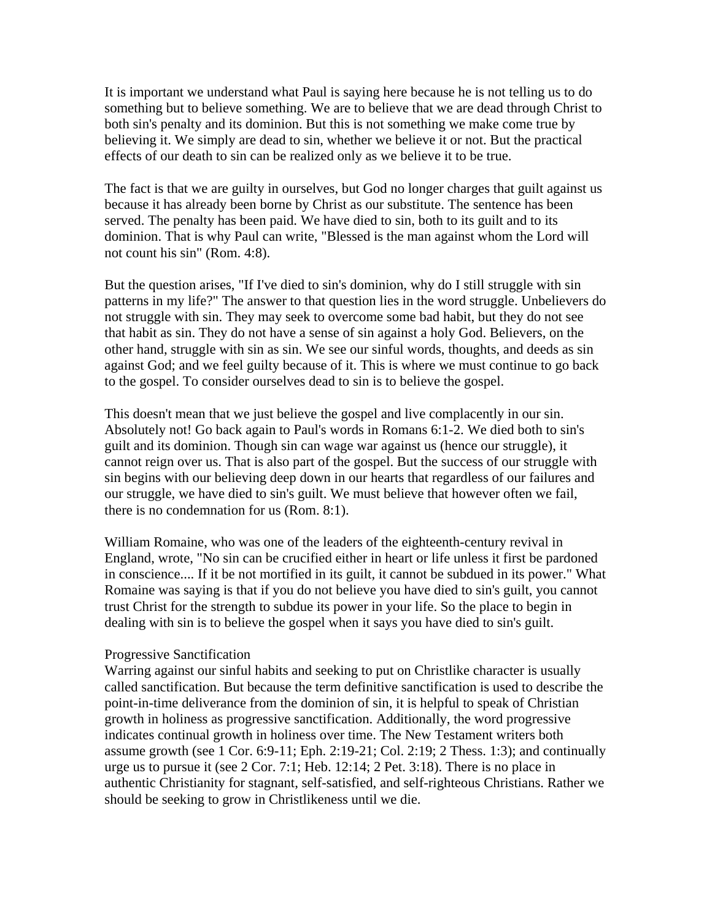It is important we understand what Paul is saying here because he is not telling us to do something but to believe something. We are to believe that we are dead through Christ to both sin's penalty and its dominion. But this is not something we make come true by believing it. We simply are dead to sin, whether we believe it or not. But the practical effects of our death to sin can be realized only as we believe it to be true.

The fact is that we are guilty in ourselves, but God no longer charges that guilt against us because it has already been borne by Christ as our substitute. The sentence has been served. The penalty has been paid. We have died to sin, both to its guilt and to its dominion. That is why Paul can write, "Blessed is the man against whom the Lord will not count his sin" (Rom. 4:8).

But the question arises, "If I've died to sin's dominion, why do I still struggle with sin patterns in my life?" The answer to that question lies in the word struggle. Unbelievers do not struggle with sin. They may seek to overcome some bad habit, but they do not see that habit as sin. They do not have a sense of sin against a holy God. Believers, on the other hand, struggle with sin as sin. We see our sinful words, thoughts, and deeds as sin against God; and we feel guilty because of it. This is where we must continue to go back to the gospel. To consider ourselves dead to sin is to believe the gospel.

This doesn't mean that we just believe the gospel and live complacently in our sin. Absolutely not! Go back again to Paul's words in Romans 6:1-2. We died both to sin's guilt and its dominion. Though sin can wage war against us (hence our struggle), it cannot reign over us. That is also part of the gospel. But the success of our struggle with sin begins with our believing deep down in our hearts that regardless of our failures and our struggle, we have died to sin's guilt. We must believe that however often we fail, there is no condemnation for us (Rom. 8:1).

William Romaine, who was one of the leaders of the eighteenth-century revival in England, wrote, "No sin can be crucified either in heart or life unless it first be pardoned in conscience.... If it be not mortified in its guilt, it cannot be subdued in its power." What Romaine was saying is that if you do not believe you have died to sin's guilt, you cannot trust Christ for the strength to subdue its power in your life. So the place to begin in dealing with sin is to believe the gospel when it says you have died to sin's guilt.

## Progressive Sanctification

Warring against our sinful habits and seeking to put on Christlike character is usually called sanctification. But because the term definitive sanctification is used to describe the point-in-time deliverance from the dominion of sin, it is helpful to speak of Christian growth in holiness as progressive sanctification. Additionally, the word progressive indicates continual growth in holiness over time. The New Testament writers both assume growth (see 1 Cor. 6:9-11; Eph. 2:19-21; Col. 2:19; 2 Thess. 1:3); and continually urge us to pursue it (see 2 Cor. 7:1; Heb. 12:14; 2 Pet. 3:18). There is no place in authentic Christianity for stagnant, self-satisfied, and self-righteous Christians. Rather we should be seeking to grow in Christlikeness until we die.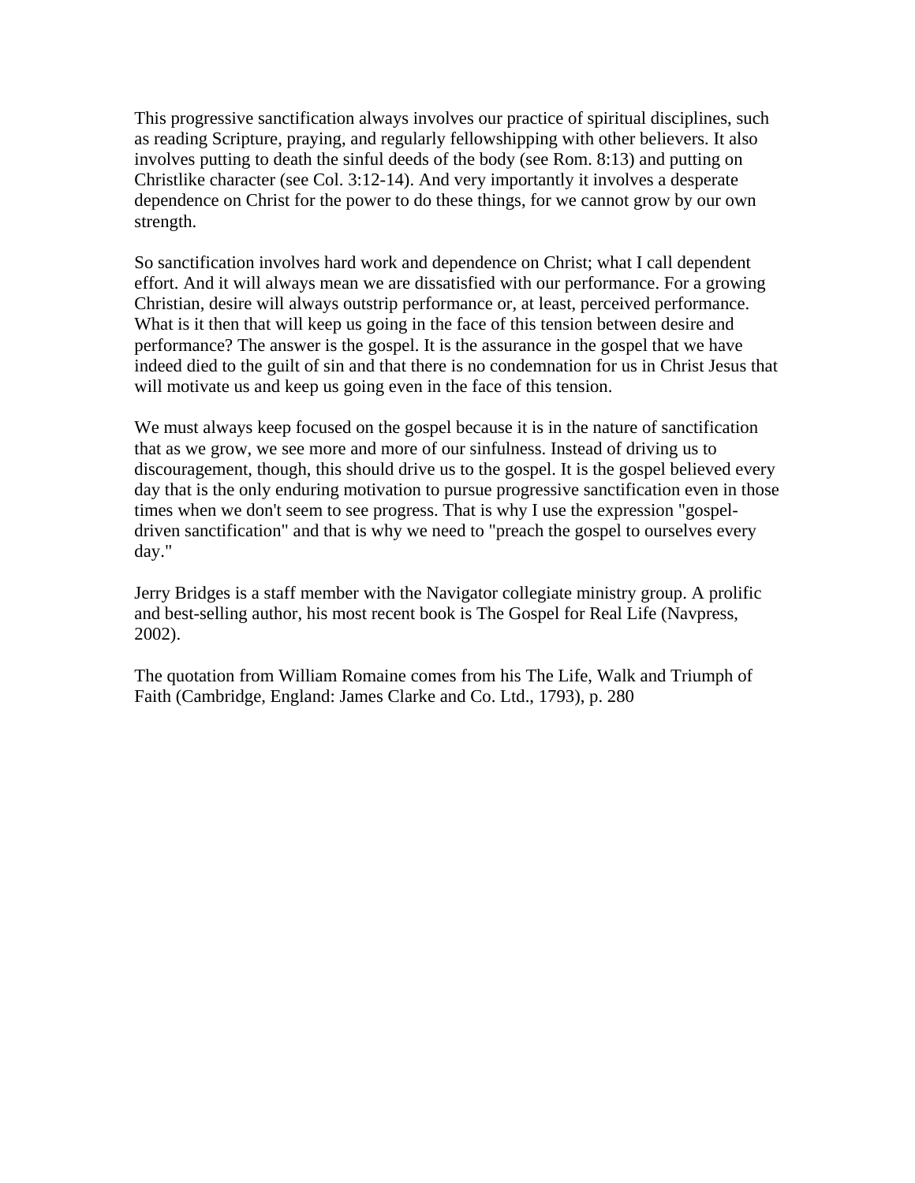This progressive sanctification always involves our practice of spiritual disciplines, such as reading Scripture, praying, and regularly fellowshipping with other believers. It also involves putting to death the sinful deeds of the body (see Rom. 8:13) and putting on Christlike character (see Col. 3:12-14). And very importantly it involves a desperate dependence on Christ for the power to do these things, for we cannot grow by our own strength.

So sanctification involves hard work and dependence on Christ; what I call dependent effort. And it will always mean we are dissatisfied with our performance. For a growing Christian, desire will always outstrip performance or, at least, perceived performance. What is it then that will keep us going in the face of this tension between desire and performance? The answer is the gospel. It is the assurance in the gospel that we have indeed died to the guilt of sin and that there is no condemnation for us in Christ Jesus that will motivate us and keep us going even in the face of this tension.

We must always keep focused on the gospel because it is in the nature of sanctification that as we grow, we see more and more of our sinfulness. Instead of driving us to discouragement, though, this should drive us to the gospel. It is the gospel believed every day that is the only enduring motivation to pursue progressive sanctification even in those times when we don't seem to see progress. That is why I use the expression "gospel-driven sanctification" and that is why we need to "preach the gospel to ourselves every day."

Jerry Bridges is a staff member with the Navigator collegiate ministry group. A prolific and best-selling author, his most recent book is The Gospel for Real Life (Navpress, 2002).

The quotation from William Romaine comes from his The Life, Walk and Triumph of Faith (Cambridge, England: James Clarke and Co. Ltd., 1793), p. 280